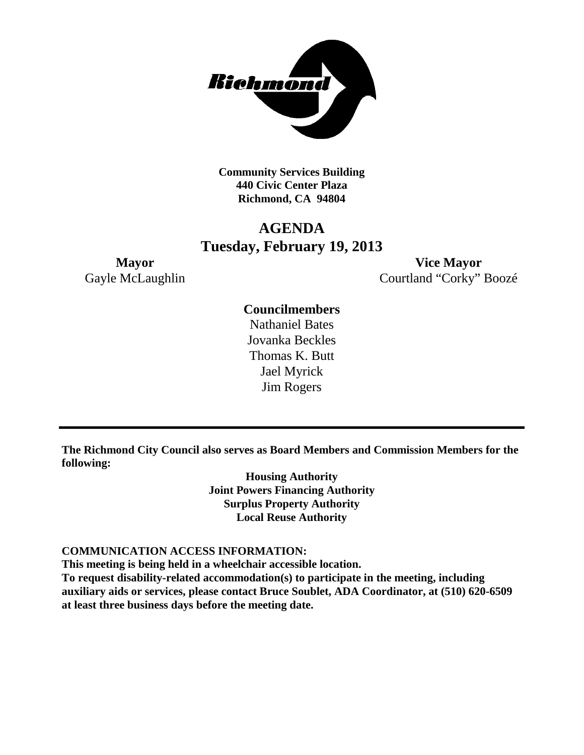**Community Services Building**
**440 Civic Center Plaza**
**Richmond, CA 94804**

# AGENDA
## Tuesday, February 19, 2013

**Mayor**
Gayle McLaughlin

**Vice Mayor**
Courtland "Corky" Boozé

**Councilmembers**
Nathaniel Bates
Jovanka Beckles
Thomas K. Butt
Jael Myrick
Jim Rogers

---

**The Richmond City Council also serves as Board Members and Commission Members for the following:**

**Housing Authority**
**Joint Powers Financing Authority**
**Surplus Property Authority**
**Local Reuse Authority**

**COMMUNICATION ACCESS INFORMATION:**
**This meeting is being held in a wheelchair accessible location.**
**To request disability-related accommodation(s) to participate in the meeting, including auxiliary aids or services, please contact Bruce Soublet, ADA Coordinator, at (510) 620-6509 at least three business days before the meeting date.**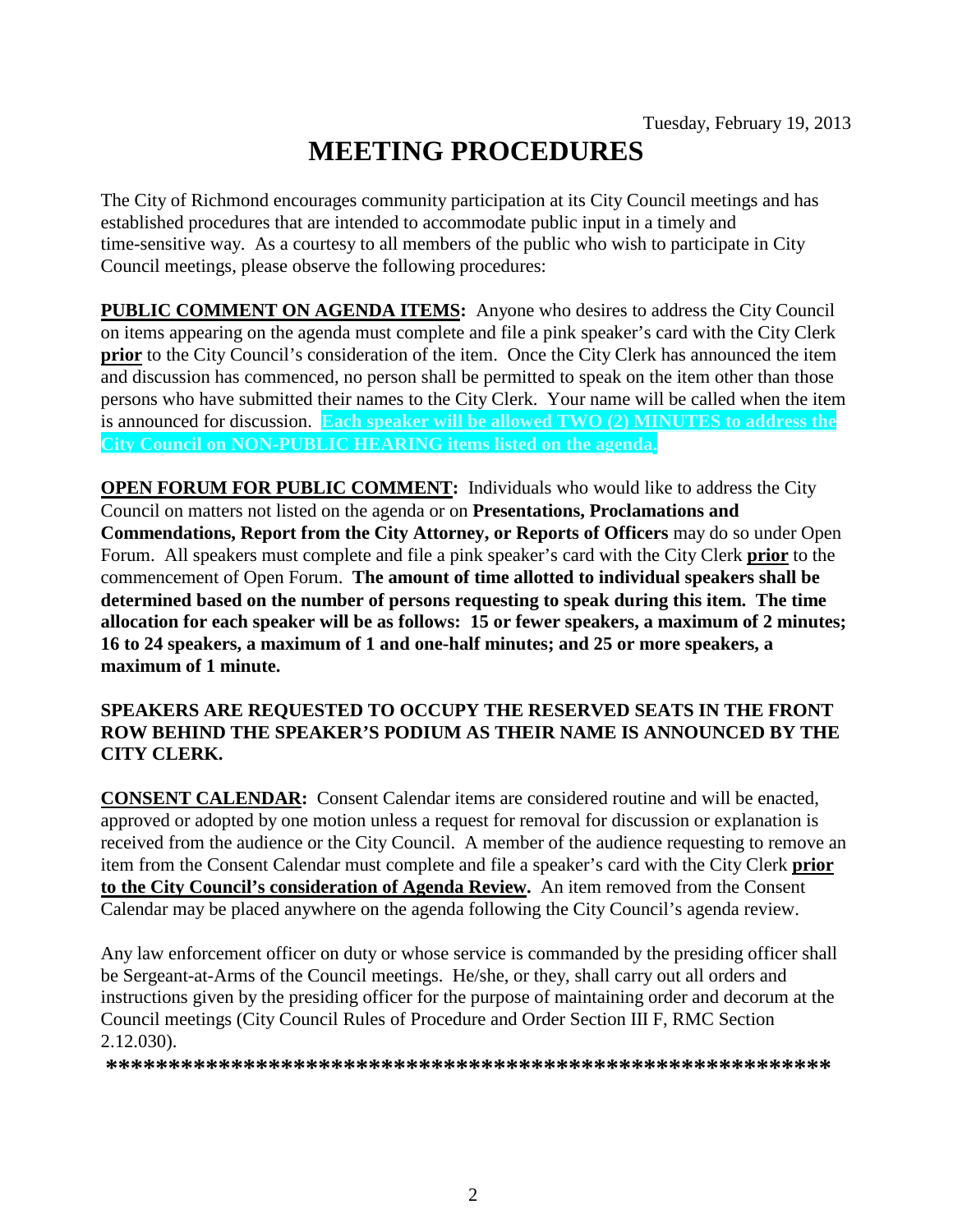Tuesday, February 19, 2013

# MEETING PROCEDURES

The City of Richmond encourages community participation at its City Council meetings and has established procedures that are intended to accommodate public input in a timely and time-sensitive way. As a courtesy to all members of the public who wish to participate in City Council meetings, please observe the following procedures:

**PUBLIC COMMENT ON AGENDA ITEMS:** Anyone who desires to address the City Council on items appearing on the agenda must complete and file a pink speaker's card with the City Clerk **prior** to the City Council's consideration of the item. Once the City Clerk has announced the item and discussion has commenced, no person shall be permitted to speak on the item other than those persons who have submitted their names to the City Clerk. Your name will be called when the item is announced for discussion. **Each speaker will be allowed TWO (2) MINUTES to address the City Council on NON-PUBLIC HEARING items listed on the agenda.**

**OPEN FORUM FOR PUBLIC COMMENT:** Individuals who would like to address the City Council on matters not listed on the agenda or on **Presentations, Proclamations and Commendations, Report from the City Attorney, or Reports of Officers** may do so under Open Forum. All speakers must complete and file a pink speaker's card with the City Clerk **prior** to the commencement of Open Forum. **The amount of time allotted to individual speakers shall be determined based on the number of persons requesting to speak during this item. The time allocation for each speaker will be as follows: 15 or fewer speakers, a maximum of 2 minutes; 16 to 24 speakers, a maximum of 1 and one-half minutes; and 25 or more speakers, a maximum of 1 minute.**

**SPEAKERS ARE REQUESTED TO OCCUPY THE RESERVED SEATS IN THE FRONT ROW BEHIND THE SPEAKER'S PODIUM AS THEIR NAME IS ANNOUNCED BY THE CITY CLERK.**

**CONSENT CALENDAR:** Consent Calendar items are considered routine and will be enacted, approved or adopted by one motion unless a request for removal for discussion or explanation is received from the audience or the City Council. A member of the audience requesting to remove an item from the Consent Calendar must complete and file a speaker's card with the City Clerk **prior to the City Council's consideration of Agenda Review.** An item removed from the Consent Calendar may be placed anywhere on the agenda following the City Council's agenda review.

Any law enforcement officer on duty or whose service is commanded by the presiding officer shall be Sergeant-at-Arms of the Council meetings. He/she, or they, shall carry out all orders and instructions given by the presiding officer for the purpose of maintaining order and decorum at the Council meetings (City Council Rules of Procedure and Order Section III F, RMC Section 2.12.030).

**\*\*\*\*\*\*\*\*\*\*\*\*\*\*\*\*\*\*\*\*\*\*\*\*\*\*\*\*\*\*\*\*\*\*\*\*\*\*\*\*\*\*\*\*\*\*\*\*\*\*\*\*\*\*\*\*\*\*\*\***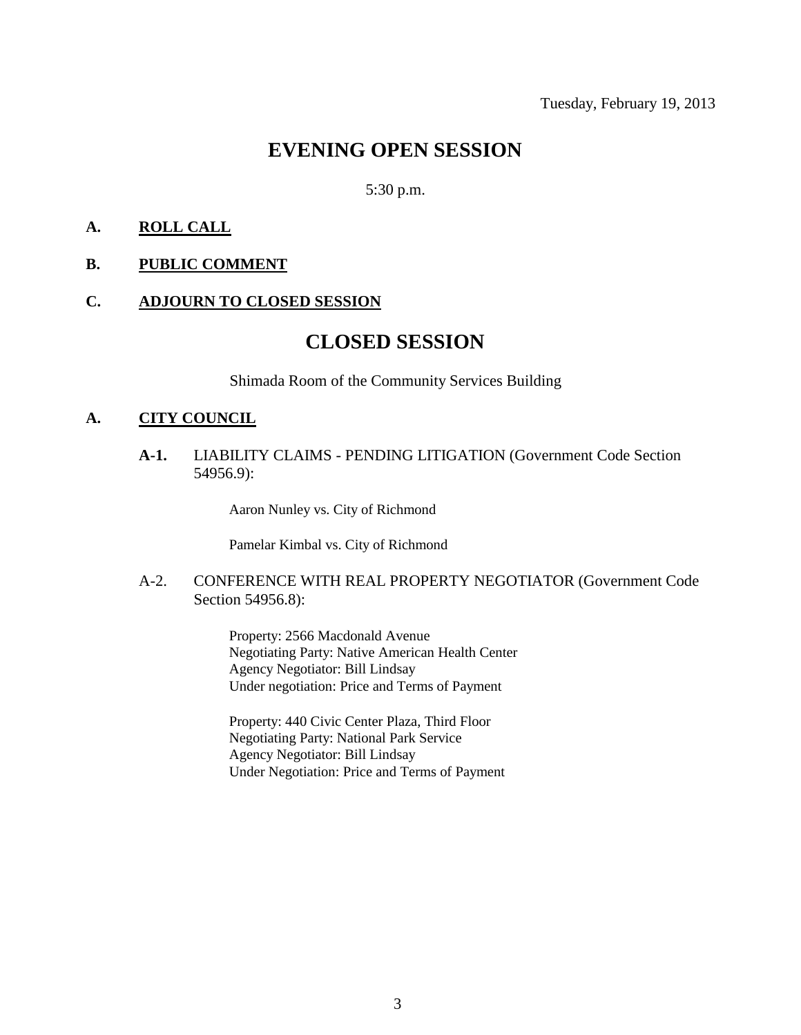Tuesday, February 19, 2013

# EVENING OPEN SESSION

5:30 p.m.

**A. ROLL CALL**

**B. PUBLIC COMMENT**

**C. ADJOURN TO CLOSED SESSION**

# CLOSED SESSION

Shimada Room of the Community Services Building

**A. CITY COUNCIL**

**A-1.** LIABILITY CLAIMS - PENDING LITIGATION (Government Code Section 54956.9):

Aaron Nunley vs. City of Richmond

Pamelar Kimbal vs. City of Richmond

A-2. CONFERENCE WITH REAL PROPERTY NEGOTIATOR (Government Code Section 54956.8):

Property: 2566 Macdonald Avenue
Negotiating Party: Native American Health Center
Agency Negotiator: Bill Lindsay
Under negotiation: Price and Terms of Payment

Property: 440 Civic Center Plaza, Third Floor
Negotiating Party: National Park Service
Agency Negotiator: Bill Lindsay
Under Negotiation: Price and Terms of Payment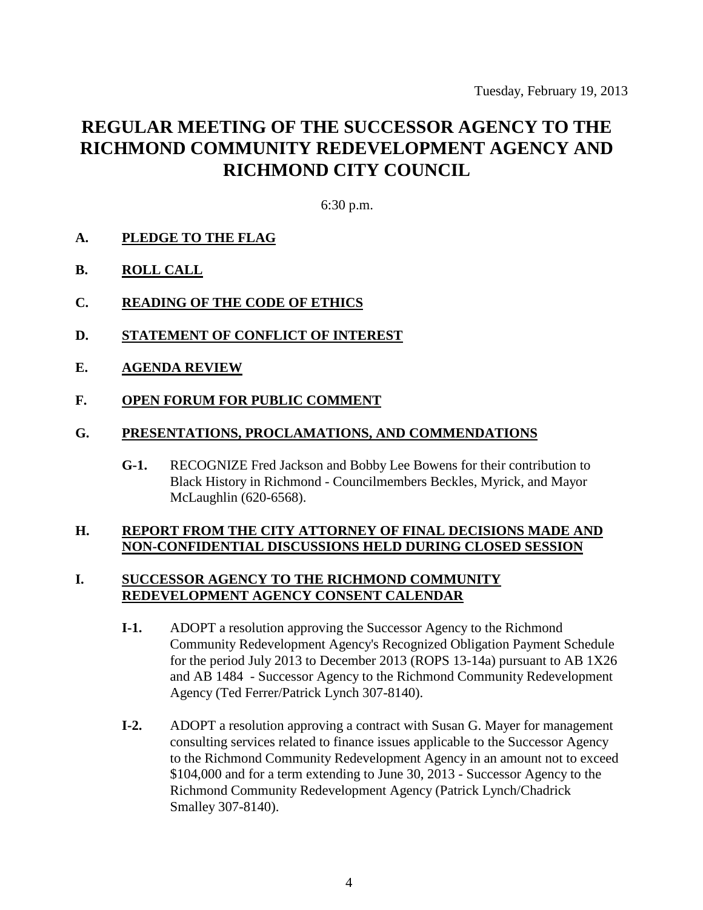Tuesday, February 19, 2013

# REGULAR MEETING OF THE SUCCESSOR AGENCY TO THE RICHMOND COMMUNITY REDEVELOPMENT AGENCY AND RICHMOND CITY COUNCIL

6:30 p.m.

**A. PLEDGE TO THE FLAG**

**B. ROLL CALL**

**C. READING OF THE CODE OF ETHICS**

**D. STATEMENT OF CONFLICT OF INTEREST**

**E. AGENDA REVIEW**

**F. OPEN FORUM FOR PUBLIC COMMENT**

**G. PRESENTATIONS, PROCLAMATIONS, AND COMMENDATIONS**

**G-1.** RECOGNIZE Fred Jackson and Bobby Lee Bowens for their contribution to Black History in Richmond - Councilmembers Beckles, Myrick, and Mayor McLaughlin (620-6568).

**H. REPORT FROM THE CITY ATTORNEY OF FINAL DECISIONS MADE AND NON-CONFIDENTIAL DISCUSSIONS HELD DURING CLOSED SESSION**

**I. SUCCESSOR AGENCY TO THE RICHMOND COMMUNITY REDEVELOPMENT AGENCY CONSENT CALENDAR**

**I-1.** ADOPT a resolution approving the Successor Agency to the Richmond Community Redevelopment Agency's Recognized Obligation Payment Schedule for the period July 2013 to December 2013 (ROPS 13-14a) pursuant to AB 1X26 and AB 1484 - Successor Agency to the Richmond Community Redevelopment Agency (Ted Ferrer/Patrick Lynch 307-8140).

**I-2.** ADOPT a resolution approving a contract with Susan G. Mayer for management consulting services related to finance issues applicable to the Successor Agency to the Richmond Community Redevelopment Agency in an amount not to exceed $104,000 and for a term extending to June 30, 2013 - Successor Agency to the Richmond Community Redevelopment Agency (Patrick Lynch/Chadrick Smalley 307-8140).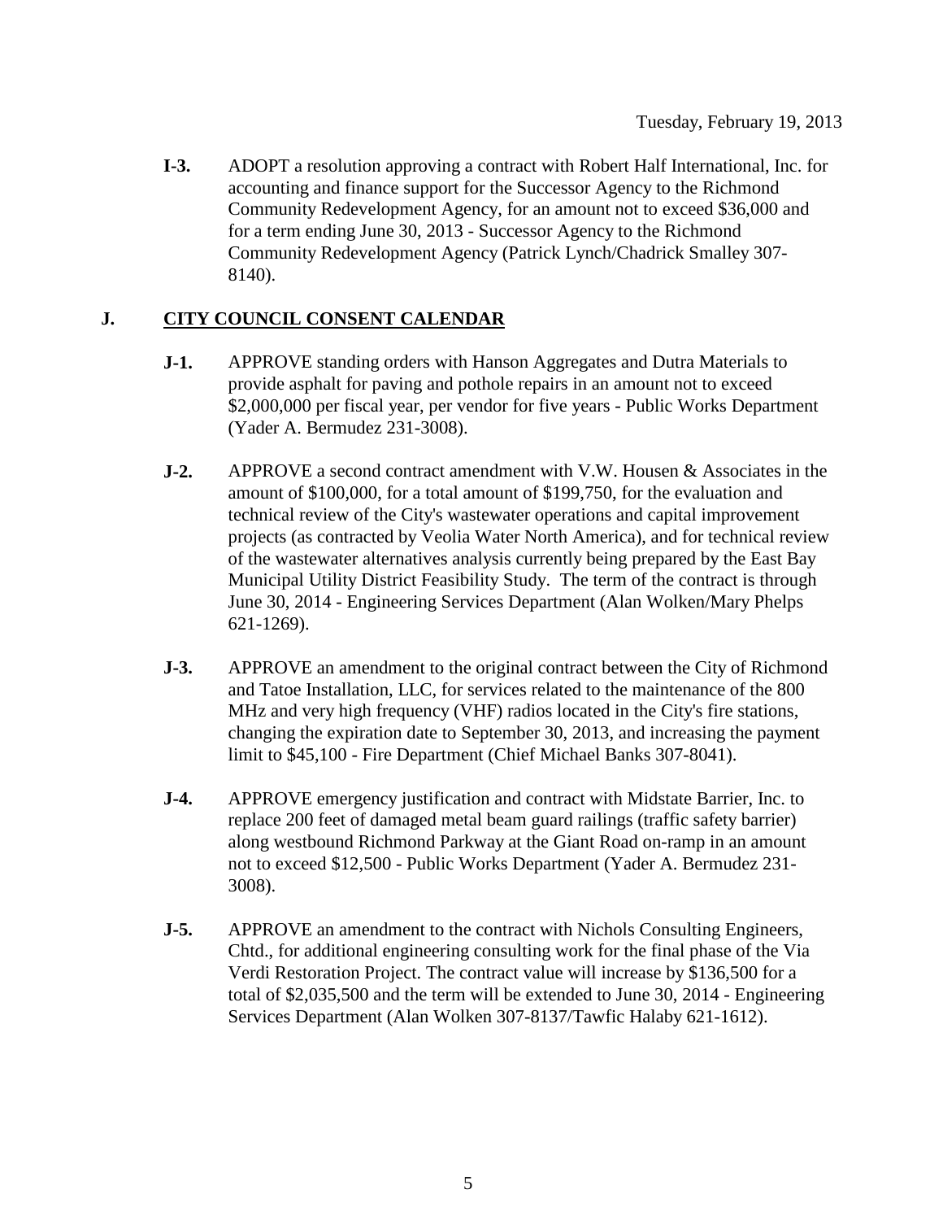**I-3.** ADOPT a resolution approving a contract with Robert Half International, Inc. for accounting and finance support for the Successor Agency to the Richmond Community Redevelopment Agency, for an amount not to exceed $36,000 and for a term ending June 30, 2013 - Successor Agency to the Richmond Community Redevelopment Agency (Patrick Lynch/Chadrick Smalley 307-8140).

## J. CITY COUNCIL CONSENT CALENDAR

**J-1.** APPROVE standing orders with Hanson Aggregates and Dutra Materials to provide asphalt for paving and pothole repairs in an amount not to exceed $2,000,000 per fiscal year, per vendor for five years - Public Works Department (Yader A. Bermudez 231-3008).

**J-2.** APPROVE a second contract amendment with V.W. Housen & Associates in the amount of $100,000, for a total amount of $199,750, for the evaluation and technical review of the City's wastewater operations and capital improvement projects (as contracted by Veolia Water North America), and for technical review of the wastewater alternatives analysis currently being prepared by the East Bay Municipal Utility District Feasibility Study. The term of the contract is through June 30, 2014 - Engineering Services Department (Alan Wolken/Mary Phelps 621-1269).

**J-3.** APPROVE an amendment to the original contract between the City of Richmond and Tatoe Installation, LLC, for services related to the maintenance of the 800 MHz and very high frequency (VHF) radios located in the City's fire stations, changing the expiration date to September 30, 2013, and increasing the payment limit to $45,100 - Fire Department (Chief Michael Banks 307-8041).

**J-4.** APPROVE emergency justification and contract with Midstate Barrier, Inc. to replace 200 feet of damaged metal beam guard railings (traffic safety barrier) along westbound Richmond Parkway at the Giant Road on-ramp in an amount not to exceed $12,500 - Public Works Department (Yader A. Bermudez 231-3008).

**J-5.** APPROVE an amendment to the contract with Nichols Consulting Engineers, Chtd., for additional engineering consulting work for the final phase of the Via Verdi Restoration Project. The contract value will increase by $136,500 for a total of $2,035,500 and the term will be extended to June 30, 2014 - Engineering Services Department (Alan Wolken 307-8137/Tawfic Halaby 621-1612).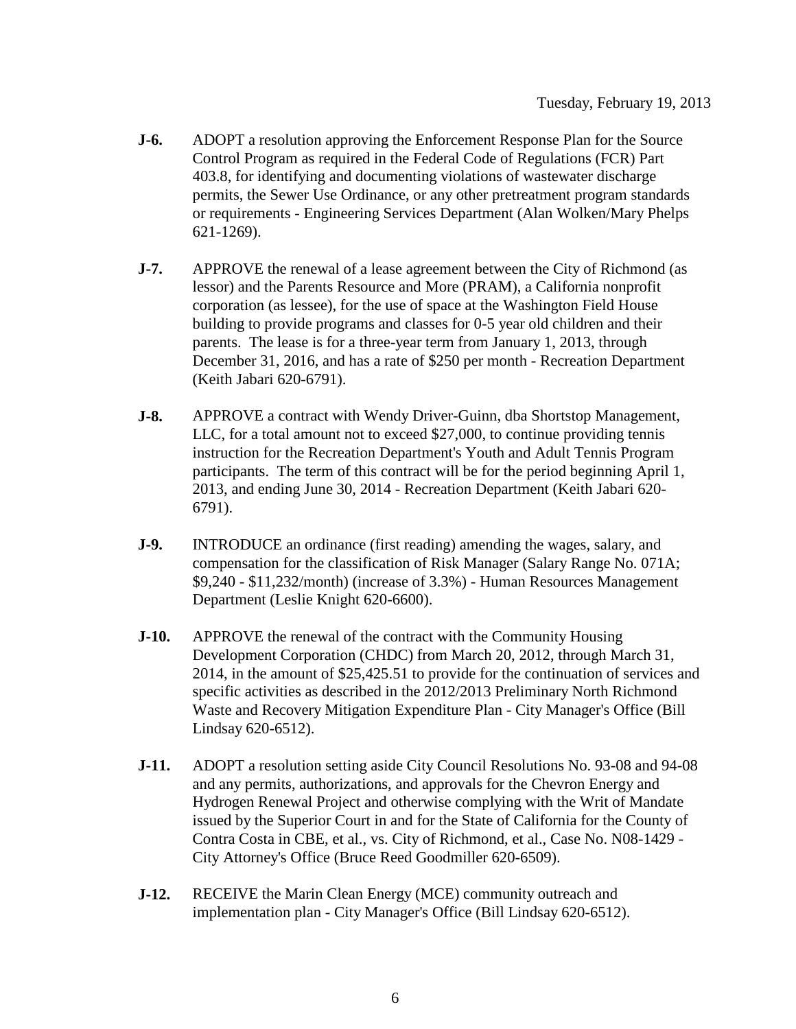Tuesday, February 19, 2013

**J-6.** ADOPT a resolution approving the Enforcement Response Plan for the Source Control Program as required in the Federal Code of Regulations (FCR) Part 403.8, for identifying and documenting violations of wastewater discharge permits, the Sewer Use Ordinance, or any other pretreatment program standards or requirements - Engineering Services Department (Alan Wolken/Mary Phelps 621-1269).

**J-7.** APPROVE the renewal of a lease agreement between the City of Richmond (as lessor) and the Parents Resource and More (PRAM), a California nonprofit corporation (as lessee), for the use of space at the Washington Field House building to provide programs and classes for 0-5 year old children and their parents. The lease is for a three-year term from January 1, 2013, through December 31, 2016, and has a rate of $250 per month - Recreation Department (Keith Jabari 620-6791).

**J-8.** APPROVE a contract with Wendy Driver-Guinn, dba Shortstop Management, LLC, for a total amount not to exceed $27,000, to continue providing tennis instruction for the Recreation Department's Youth and Adult Tennis Program participants. The term of this contract will be for the period beginning April 1, 2013, and ending June 30, 2014 - Recreation Department (Keith Jabari 620-6791).

**J-9.** INTRODUCE an ordinance (first reading) amending the wages, salary, and compensation for the classification of Risk Manager (Salary Range No. 071A; $9,240 - $11,232/month) (increase of 3.3%) - Human Resources Management Department (Leslie Knight 620-6600).

**J-10.** APPROVE the renewal of the contract with the Community Housing Development Corporation (CHDC) from March 20, 2012, through March 31, 2014, in the amount of $25,425.51 to provide for the continuation of services and specific activities as described in the 2012/2013 Preliminary North Richmond Waste and Recovery Mitigation Expenditure Plan - City Manager's Office (Bill Lindsay 620-6512).

**J-11.** ADOPT a resolution setting aside City Council Resolutions No. 93-08 and 94-08 and any permits, authorizations, and approvals for the Chevron Energy and Hydrogen Renewal Project and otherwise complying with the Writ of Mandate issued by the Superior Court in and for the State of California for the County of Contra Costa in CBE, et al., vs. City of Richmond, et al., Case No. N08-1429 - City Attorney's Office (Bruce Reed Goodmiller 620-6509).

**J-12.** RECEIVE the Marin Clean Energy (MCE) community outreach and implementation plan - City Manager's Office (Bill Lindsay 620-6512).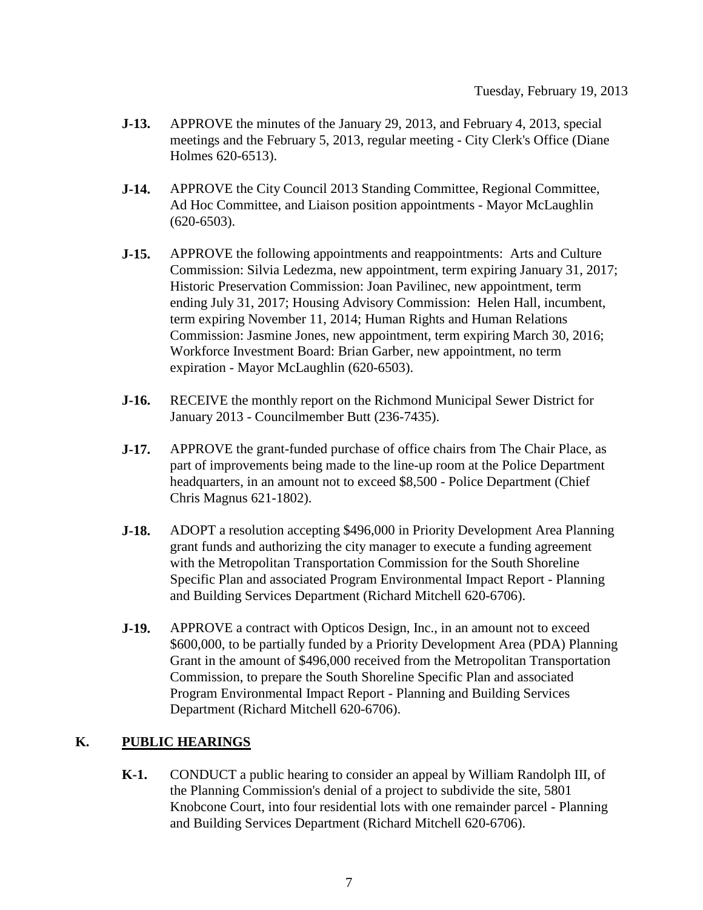**J-13.** APPROVE the minutes of the January 29, 2013, and February 4, 2013, special meetings and the February 5, 2013, regular meeting - City Clerk's Office (Diane Holmes 620-6513).

**J-14.** APPROVE the City Council 2013 Standing Committee, Regional Committee, Ad Hoc Committee, and Liaison position appointments - Mayor McLaughlin (620-6503).

**J-15.** APPROVE the following appointments and reappointments: Arts and Culture Commission: Silvia Ledezma, new appointment, term expiring January 31, 2017; Historic Preservation Commission: Joan Pavilinec, new appointment, term ending July 31, 2017; Housing Advisory Commission: Helen Hall, incumbent, term expiring November 11, 2014; Human Rights and Human Relations Commission: Jasmine Jones, new appointment, term expiring March 30, 2016; Workforce Investment Board: Brian Garber, new appointment, no term expiration - Mayor McLaughlin (620-6503).

**J-16.** RECEIVE the monthly report on the Richmond Municipal Sewer District for January 2013 - Councilmember Butt (236-7435).

**J-17.** APPROVE the grant-funded purchase of office chairs from The Chair Place, as part of improvements being made to the line-up room at the Police Department headquarters, in an amount not to exceed $8,500 - Police Department (Chief Chris Magnus 621-1802).

**J-18.** ADOPT a resolution accepting $496,000 in Priority Development Area Planning grant funds and authorizing the city manager to execute a funding agreement with the Metropolitan Transportation Commission for the South Shoreline Specific Plan and associated Program Environmental Impact Report - Planning and Building Services Department (Richard Mitchell 620-6706).

**J-19.** APPROVE a contract with Opticos Design, Inc., in an amount not to exceed $600,000, to be partially funded by a Priority Development Area (PDA) Planning Grant in the amount of $496,000 received from the Metropolitan Transportation Commission, to prepare the South Shoreline Specific Plan and associated Program Environmental Impact Report - Planning and Building Services Department (Richard Mitchell 620-6706).

## K. PUBLIC HEARINGS

**K-1.** CONDUCT a public hearing to consider an appeal by William Randolph III, of the Planning Commission's denial of a project to subdivide the site, 5801 Knobcone Court, into four residential lots with one remainder parcel - Planning and Building Services Department (Richard Mitchell 620-6706).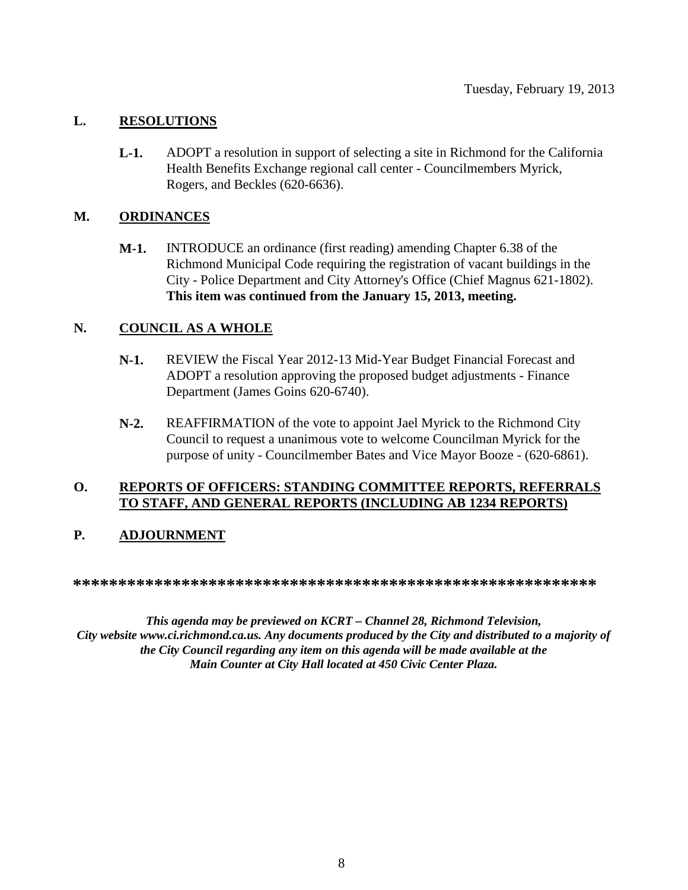Tuesday, February 19, 2013

## L. RESOLUTIONS

**L-1.** ADOPT a resolution in support of selecting a site in Richmond for the California Health Benefits Exchange regional call center - Councilmembers Myrick, Rogers, and Beckles (620-6636).

## M. ORDINANCES

**M-1.** INTRODUCE an ordinance (first reading) amending Chapter 6.38 of the Richmond Municipal Code requiring the registration of vacant buildings in the City - Police Department and City Attorney's Office (Chief Magnus 621-1802). **This item was continued from the January 15, 2013, meeting.**

## N. COUNCIL AS A WHOLE

**N-1.** REVIEW the Fiscal Year 2012-13 Mid-Year Budget Financial Forecast and ADOPT a resolution approving the proposed budget adjustments - Finance Department (James Goins 620-6740).

**N-2.** REAFFIRMATION of the vote to appoint Jael Myrick to the Richmond City Council to request a unanimous vote to welcome Councilman Myrick for the purpose of unity - Councilmember Bates and Vice Mayor Booze - (620-6861).

## O. REPORTS OF OFFICERS: STANDING COMMITTEE REPORTS, REFERRALS TO STAFF, AND GENERAL REPORTS (INCLUDING AB 1234 REPORTS)

## P. ADJOURNMENT

**************************************************************

***This agenda may be previewed on KCRT – Channel 28, Richmond Television, City website www.ci.richmond.ca.us. Any documents produced by the City and distributed to a majority of the City Council regarding any item on this agenda will be made available at the Main Counter at City Hall located at 450 Civic Center Plaza.***